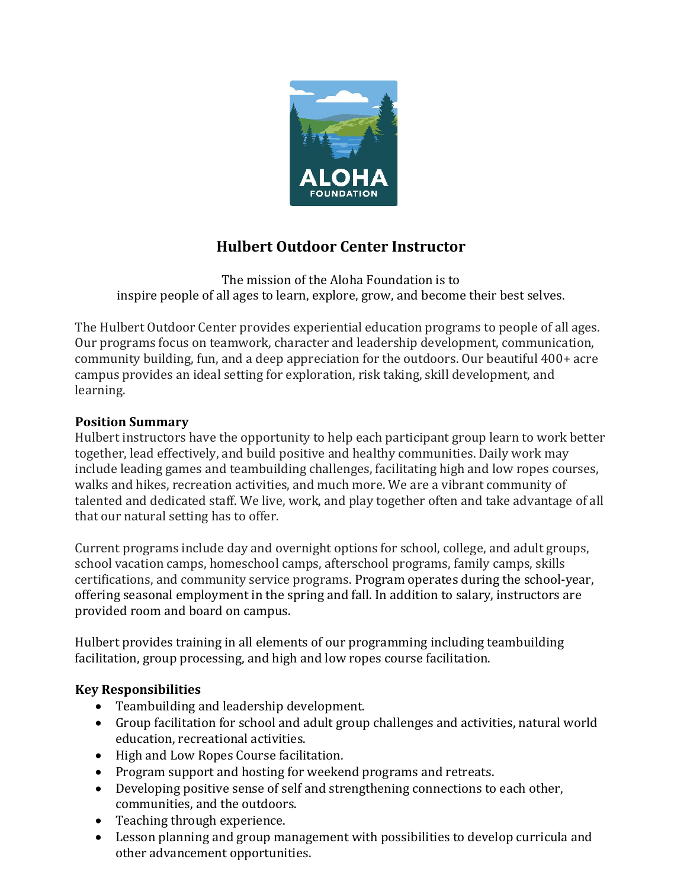ALOHA FOUNDATION

# Hulbert Outdoor Center Instructor

The mission of the Aloha Foundation is to
inspire people of all ages to learn, explore, grow, and become their best selves.

The Hulbert Outdoor Center provides experiential education programs to people of all ages. Our programs focus on teamwork, character and leadership development, communication, community building, fun, and a deep appreciation for the outdoors. Our beautiful 400+ acre campus provides an ideal setting for exploration, risk taking, skill development, and learning.

**Position Summary**
Hulbert instructors have the opportunity to help each participant group learn to work better together, lead effectively, and build positive and healthy communities. Daily work may include leading games and teambuilding challenges, facilitating high and low ropes courses, walks and hikes, recreation activities, and much more. We are a vibrant community of talented and dedicated staff. We live, work, and play together often and take advantage of all that our natural setting has to offer.

Current programs include day and overnight options for school, college, and adult groups, school vacation camps, homeschool camps, afterschool programs, family camps, skills certifications, and community service programs. Program operates during the school-year, offering seasonal employment in the spring and fall. In addition to salary, instructors are provided room and board on campus.

Hulbert provides training in all elements of our programming including teambuilding facilitation, group processing, and high and low ropes course facilitation.

**Key Responsibilities**

- Teambuilding and leadership development.
- Group facilitation for school and adult group challenges and activities, natural world education, recreational activities.
- High and Low Ropes Course facilitation.
- Program support and hosting for weekend programs and retreats.
- Developing positive sense of self and strengthening connections to each other, communities, and the outdoors.
- Teaching through experience.
- Lesson planning and group management with possibilities to develop curricula and other advancement opportunities.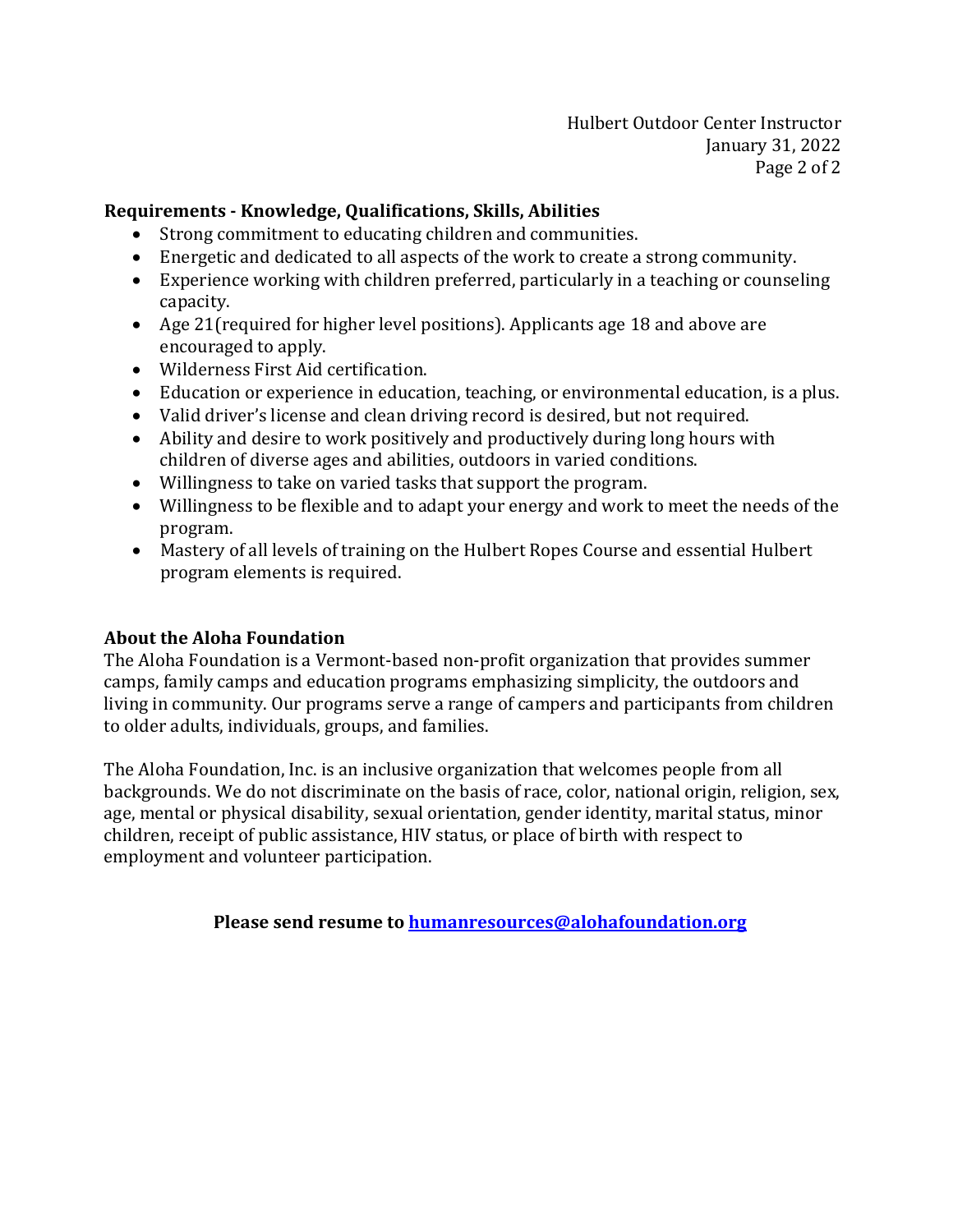**Requirements - Knowledge, Qualifications, Skills, Abilities**

- Strong commitment to educating children and communities.
- Energetic and dedicated to all aspects of the work to create a strong community.
- Experience working with children preferred, particularly in a teaching or counseling capacity.
- Age 21(required for higher level positions). Applicants age 18 and above are encouraged to apply.
- Wilderness First Aid certification.
- Education or experience in education, teaching, or environmental education, is a plus.
- Valid driver's license and clean driving record is desired, but not required.
- Ability and desire to work positively and productively during long hours with children of diverse ages and abilities, outdoors in varied conditions.
- Willingness to take on varied tasks that support the program.
- Willingness to be flexible and to adapt your energy and work to meet the needs of the program.
- Mastery of all levels of training on the Hulbert Ropes Course and essential Hulbert program elements is required.

**About the Aloha Foundation**

The Aloha Foundation is a Vermont-based non-profit organization that provides summer camps, family camps and education programs emphasizing simplicity, the outdoors and living in community. Our programs serve a range of campers and participants from children to older adults, individuals, groups, and families.

The Aloha Foundation, Inc. is an inclusive organization that welcomes people from all backgrounds. We do not discriminate on the basis of race, color, national origin, religion, sex, age, mental or physical disability, sexual orientation, gender identity, marital status, minor children, receipt of public assistance, HIV status, or place of birth with respect to employment and volunteer participation.

**Please send resume to [humanresources@alohafoundation.org](mailto:humanresources@alohafoundation.org)**